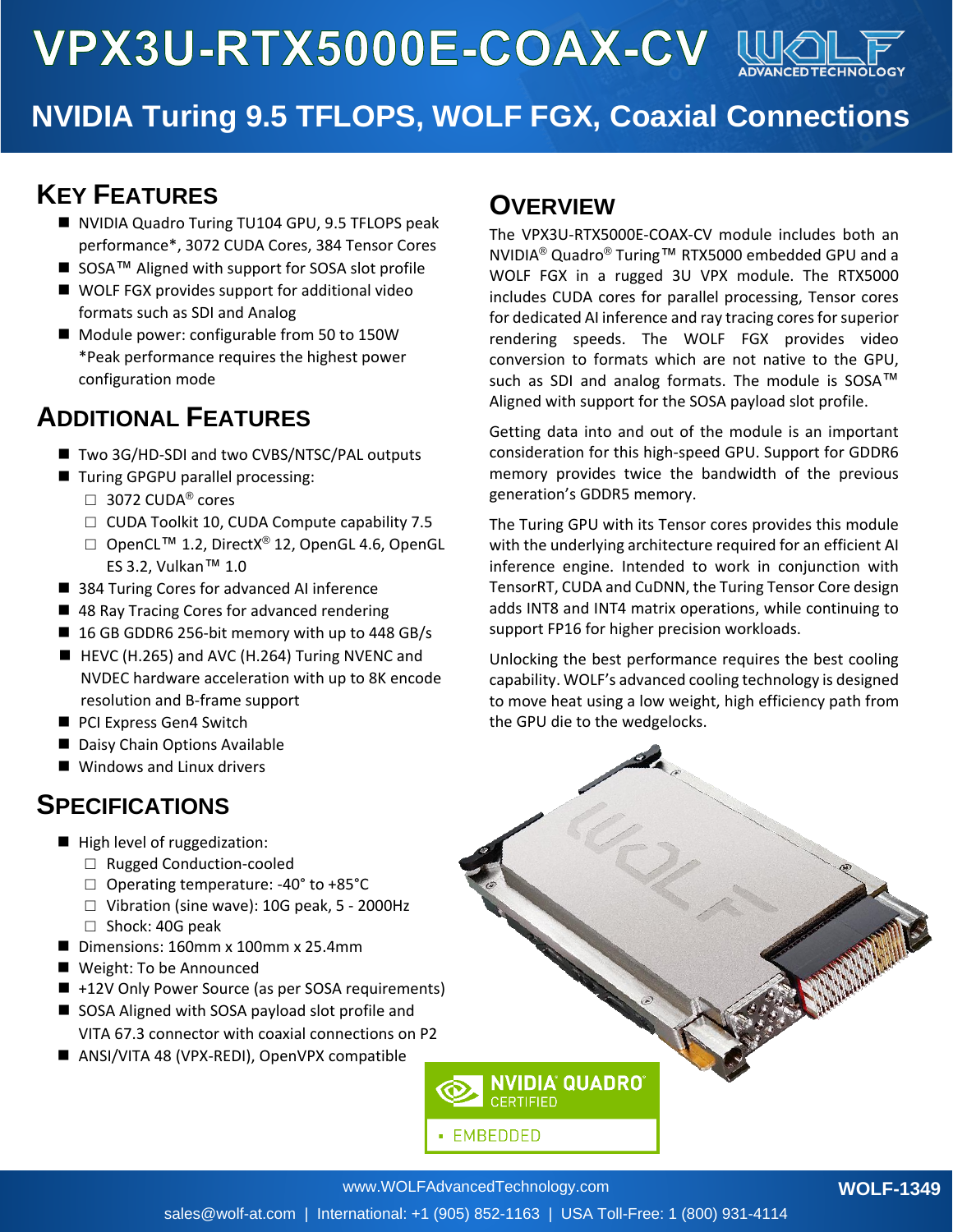# VPX3U-RTX5000E-COAX-CV

## NVIDIA Turing 9.5 TFLOPS, WOLF FGX, Coaxial Connections

## Key Features

- NVIDIA Quadro Turing TU104 GPU, 9.5 TFLOPS peak performance*, 3072 CUDA Cores, 384 Tensor Cores
- SOSA™ Aligned with support for SOSA slot profile
- WOLF FGX provides support for additional video formats such as SDI and Analog
- Module power: configurable from 50 to 150W
  *Peak performance requires the highest power configuration mode

## Additional Features

- Two 3G/HD-SDI and two CVBS/NTSC/PAL outputs
- Turing GPGPU parallel processing:
  - 3072 CUDA® cores
  - CUDA Toolkit 10, CUDA Compute capability 7.5
  - OpenCL™ 1.2, DirectX® 12, OpenGL 4.6, OpenGL ES 3.2, Vulkan™ 1.0
- 384 Turing Cores for advanced AI inference
- 48 Ray Tracing Cores for advanced rendering
- 16 GB GDDR6 256-bit memory with up to 448 GB/s
- HEVC (H.265) and AVC (H.264) Turing NVENC and NVDEC hardware acceleration with up to 8K encode resolution and B-frame support
- PCI Express Gen4 Switch
- Daisy Chain Options Available
- Windows and Linux drivers

## Specifications

- High level of ruggedization:
  - Rugged Conduction-cooled
  - Operating temperature: -40° to +85°C
  - Vibration (sine wave): 10G peak, 5 - 2000Hz
  - Shock: 40G peak
- Dimensions: 160mm x 100mm x 25.4mm
- Weight: To be Announced
- +12V Only Power Source (as per SOSA requirements)
- SOSA Aligned with SOSA payload slot profile and VITA 67.3 connector with coaxial connections on P2
- ANSI/VITA 48 (VPX-REDI), OpenVPX compatible

## Overview

The VPX3U-RTX5000E-COAX-CV module includes both an NVIDIA® Quadro® Turing™ RTX5000 embedded GPU and a WOLF FGX in a rugged 3U VPX module. The RTX5000 includes CUDA cores for parallel processing, Tensor cores for dedicated AI inference and ray tracing cores for superior rendering speeds. The WOLF FGX provides video conversion to formats which are not native to the GPU, such as SDI and analog formats. The module is SOSA™ Aligned with support for the SOSA payload slot profile.

Getting data into and out of the module is an important consideration for this high-speed GPU. Support for GDDR6 memory provides twice the bandwidth of the previous generation's GDDR5 memory.

The Turing GPU with its Tensor cores provides this module with the underlying architecture required for an efficient AI inference engine. Intended to work in conjunction with TensorRT, CUDA and CuDNN, the Turing Tensor Core design adds INT8 and INT4 matrix operations, while continuing to support FP16 for higher precision workloads.

Unlocking the best performance requires the best cooling capability. WOLF's advanced cooling technology is designed to move heat using a low weight, high efficiency path from the GPU die to the wedgelocks.

NVIDIA QUADRO® CERTIFIED
EMBEDDED

www.WOLFAdvancedTechnology.com
sales@wolf-at.com | International: +1 (905) 852-1163 | USA Toll-Free: 1 (800) 931-4114

WOLF-1349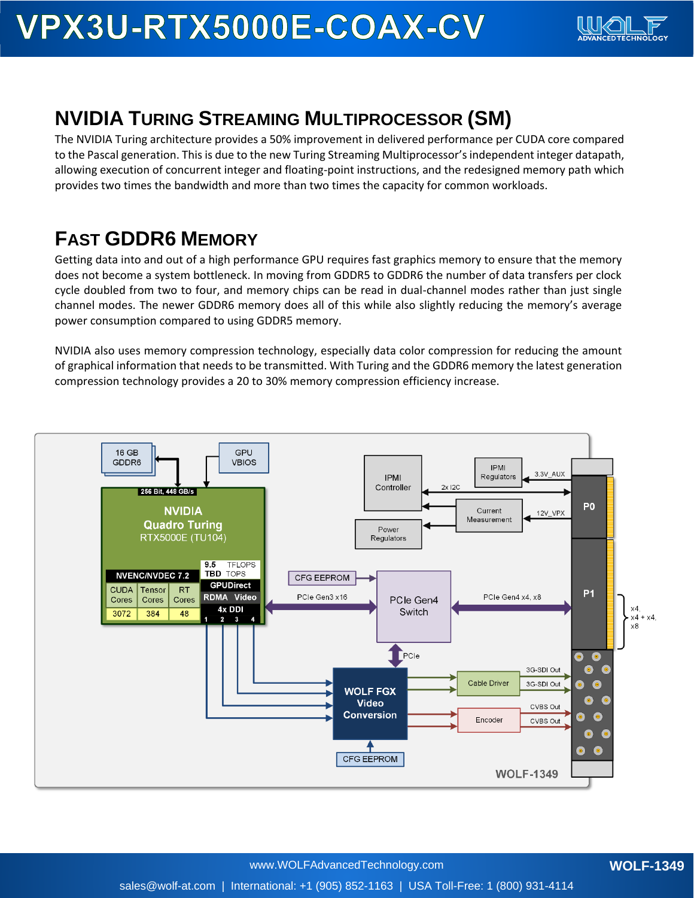## NVIDIA Turing Streaming Multiprocessor (SM)

The NVIDIA Turing architecture provides a 50% improvement in delivered performance per CUDA core compared to the Pascal generation. This is due to the new Turing Streaming Multiprocessor's independent integer datapath, allowing execution of concurrent integer and floating-point instructions, and the redesigned memory path which provides two times the bandwidth and more than two times the capacity for common workloads.

## Fast GDDR6 Memory

Getting data into and out of a high performance GPU requires fast graphics memory to ensure that the memory does not become a system bottleneck. In moving from GDDR5 to GDDR6 the number of data transfers per clock cycle doubled from two to four, and memory chips can be read in dual-channel modes rather than just single channel modes. The newer GDDR6 memory does all of this while also slightly reducing the memory's average power consumption compared to using GDDR5 memory.

NVIDIA also uses memory compression technology, especially data color compression for reducing the amount of graphical information that needs to be transmitted. With Turing and the GDDR6 memory the latest generation compression technology provides a 20 to 30% memory compression efficiency increase.

16 GB GDDR6 | GPU VBIOS | 256 Bit, 448 GB/s

NVIDIA Quadro Turing RTX5000E (TU104)

| NVENC/NVDEC 7.2 | | |
|---|---|---|
| CUDA Cores | Tensor Cores | RT Cores |
| 3072 | 384 | 48 |

9.5 TFLOPS | TBD TOPS | GPUDirect RDMA | Video 4x DDI 1 2 3 4

IPMI Controller | IPMI Regulators | 3.3V_AUX | 2x I2C | Current Measurement | 12V_VPX | Power Regulators | P0

CFG EEPROM | PCIe Gen3 x16 | PCIe Gen4 Switch | PCIe Gen4 x4, x8 | P1 | x4, x4 + x4, x8

PCIe | WOLF FGX Video Conversion | CFG EEPROM

Cable Driver | 3G-SDI Out | 3G-SDI Out | Encoder | CVBS Out | CVBS Out

WOLF-1349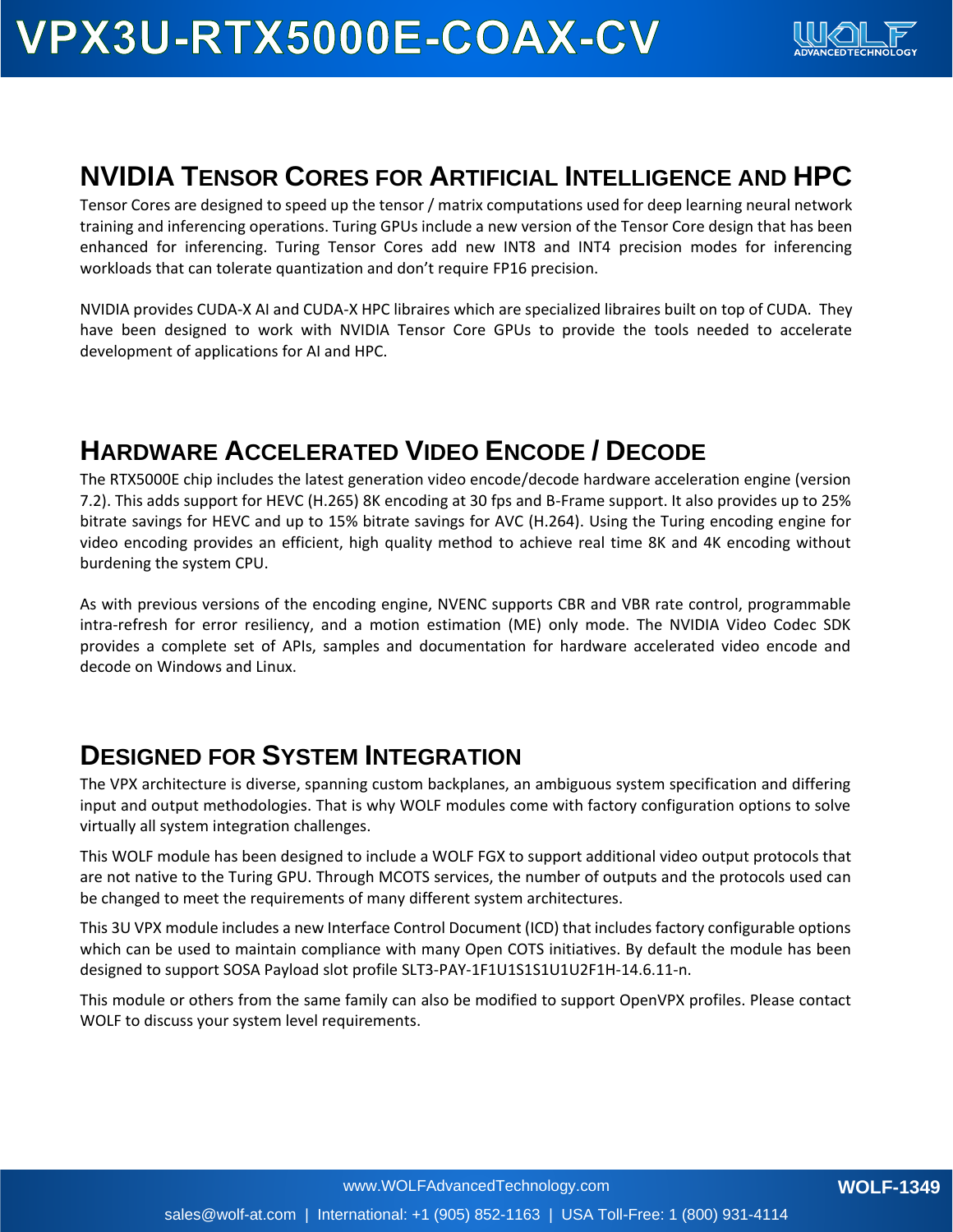## NVIDIA Tensor Cores for Artificial Intelligence and HPC

Tensor Cores are designed to speed up the tensor / matrix computations used for deep learning neural network training and inferencing operations. Turing GPUs include a new version of the Tensor Core design that has been enhanced for inferencing. Turing Tensor Cores add new INT8 and INT4 precision modes for inferencing workloads that can tolerate quantization and don't require FP16 precision.

NVIDIA provides CUDA-X AI and CUDA-X HPC libraires which are specialized libraires built on top of CUDA. They have been designed to work with NVIDIA Tensor Core GPUs to provide the tools needed to accelerate development of applications for AI and HPC.

## Hardware Accelerated Video Encode / Decode

The RTX5000E chip includes the latest generation video encode/decode hardware acceleration engine (version 7.2). This adds support for HEVC (H.265) 8K encoding at 30 fps and B-Frame support. It also provides up to 25% bitrate savings for HEVC and up to 15% bitrate savings for AVC (H.264). Using the Turing encoding engine for video encoding provides an efficient, high quality method to achieve real time 8K and 4K encoding without burdening the system CPU.

As with previous versions of the encoding engine, NVENC supports CBR and VBR rate control, programmable intra-refresh for error resiliency, and a motion estimation (ME) only mode. The NVIDIA Video Codec SDK provides a complete set of APIs, samples and documentation for hardware accelerated video encode and decode on Windows and Linux.

## Designed for System Integration

The VPX architecture is diverse, spanning custom backplanes, an ambiguous system specification and differing input and output methodologies. That is why WOLF modules come with factory configuration options to solve virtually all system integration challenges.

This WOLF module has been designed to include a WOLF FGX to support additional video output protocols that are not native to the Turing GPU. Through MCOTS services, the number of outputs and the protocols used can be changed to meet the requirements of many different system architectures.

This 3U VPX module includes a new Interface Control Document (ICD) that includes factory configurable options which can be used to maintain compliance with many Open COTS initiatives. By default the module has been designed to support SOSA Payload slot profile SLT3-PAY-1F1U1S1S1U1U2F1H-14.6.11-n.

This module or others from the same family can also be modified to support OpenVPX profiles. Please contact WOLF to discuss your system level requirements.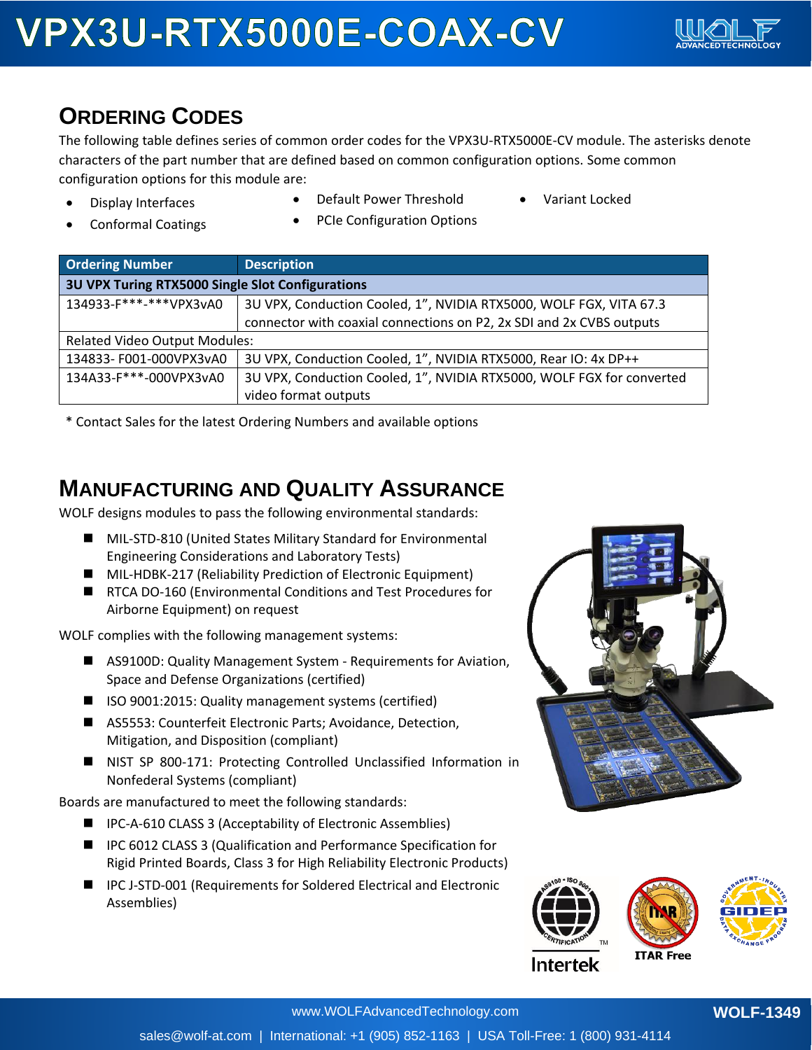## Ordering Codes

The following table defines series of common order codes for the VPX3U-RTX5000E-CV module. The asterisks denote characters of the part number that are defined based on common configuration options. Some common configuration options for this module are:

- Display Interfaces
- Conformal Coatings
- Default Power Threshold
- PCIe Configuration Options
- Variant Locked

| Ordering Number | Description |
|---|---|
| **3U VPX Turing RTX5000 Single Slot Configurations** | |
| 134933-F***-***VPX3vA0 | 3U VPX, Conduction Cooled, 1”, NVIDIA RTX5000, WOLF FGX, VITA 67.3 connector with coaxial connections on P2, 2x SDI and 2x CVBS outputs |
| Related Video Output Modules: | |
| 134833- F001-000VPX3vA0 | 3U VPX, Conduction Cooled, 1”, NVIDIA RTX5000, Rear IO: 4x DP++ |
| 134A33-F***-000VPX3vA0 | 3U VPX, Conduction Cooled, 1”, NVIDIA RTX5000, WOLF FGX for converted video format outputs |

* Contact Sales for the latest Ordering Numbers and available options

## Manufacturing and Quality Assurance

WOLF designs modules to pass the following environmental standards:

- MIL-STD-810 (United States Military Standard for Environmental Engineering Considerations and Laboratory Tests)
- MIL-HDBK-217 (Reliability Prediction of Electronic Equipment)
- RTCA DO-160 (Environmental Conditions and Test Procedures for Airborne Equipment) on request

WOLF complies with the following management systems:

- AS9100D: Quality Management System - Requirements for Aviation, Space and Defense Organizations (certified)
- ISO 9001:2015: Quality management systems (certified)
- AS5553: Counterfeit Electronic Parts; Avoidance, Detection, Mitigation, and Disposition (compliant)
- NIST SP 800-171: Protecting Controlled Unclassified Information in Nonfederal Systems (compliant)

Boards are manufactured to meet the following standards:

- IPC-A-610 CLASS 3 (Acceptability of Electronic Assemblies)
- IPC 6012 CLASS 3 (Qualification and Performance Specification for Rigid Printed Boards, Class 3 for High Reliability Electronic Products)
- IPC J-STD-001 (Requirements for Soldered Electrical and Electronic Assemblies)

ITAR Free